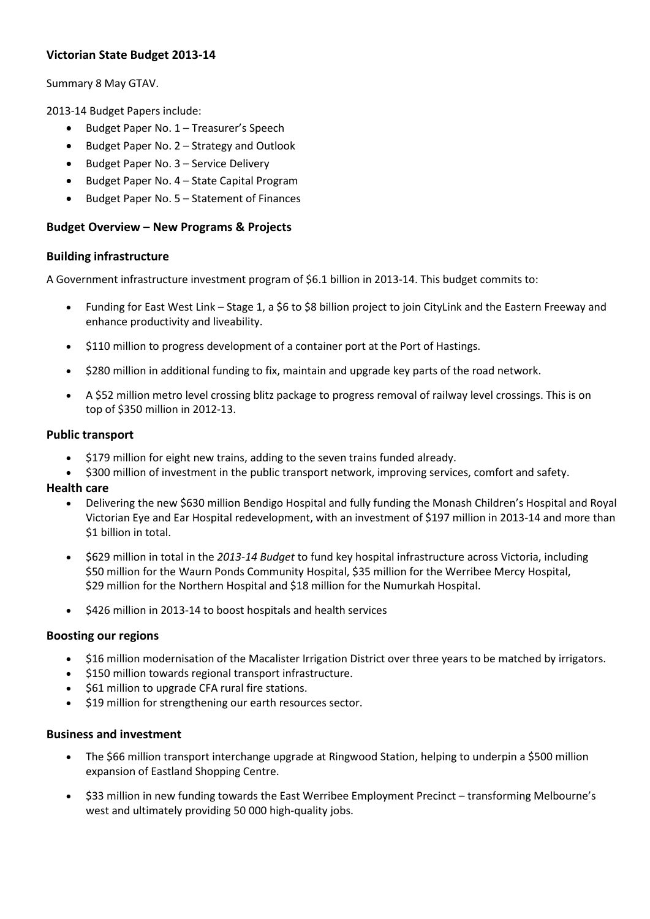## Victorian State Budget 2013-14

Summary 8 May GTAV.

2013-14 Budget Papers include:

- Budget Paper No. 1 – Treasurer's Speech
- Budget Paper No. 2 – Strategy and Outlook
- Budget Paper No. 3 – Service Delivery
- Budget Paper No. 4 – State Capital Program
- Budget Paper No. 5 – Statement of Finances

### Budget Overview – New Programs & Projects

### Building infrastructure

A Government infrastructure investment program of $6.1 billion in 2013-14. This budget commits to:

- Funding for East West Link – Stage 1, a $6 to $8 billion project to join CityLink and the Eastern Freeway and enhance productivity and liveability.
- $110 million to progress development of a container port at the Port of Hastings.
- $280 million in additional funding to fix, maintain and upgrade key parts of the road network.
- A $52 million metro level crossing blitz package to progress removal of railway level crossings. This is on top of $350 million in 2012-13.

### Public transport

- $179 million for eight new trains, adding to the seven trains funded already.
- $300 million of investment in the public transport network, improving services, comfort and safety.

### Health care

- Delivering the new $630 million Bendigo Hospital and fully funding the Monash Children's Hospital and Royal Victorian Eye and Ear Hospital redevelopment, with an investment of $197 million in 2013-14 and more than $1 billion in total.
- $629 million in total in the *2013-14 Budget* to fund key hospital infrastructure across Victoria, including $50 million for the Waurn Ponds Community Hospital, $35 million for the Werribee Mercy Hospital, $29 million for the Northern Hospital and $18 million for the Numurkah Hospital.
- $426 million in 2013-14 to boost hospitals and health services

### Boosting our regions

- $16 million modernisation of the Macalister Irrigation District over three years to be matched by irrigators.
- $150 million towards regional transport infrastructure.
- $61 million to upgrade CFA rural fire stations.
- $19 million for strengthening our earth resources sector.

### Business and investment

- The $66 million transport interchange upgrade at Ringwood Station, helping to underpin a $500 million expansion of Eastland Shopping Centre.
- $33 million in new funding towards the East Werribee Employment Precinct – transforming Melbourne's west and ultimately providing 50 000 high-quality jobs.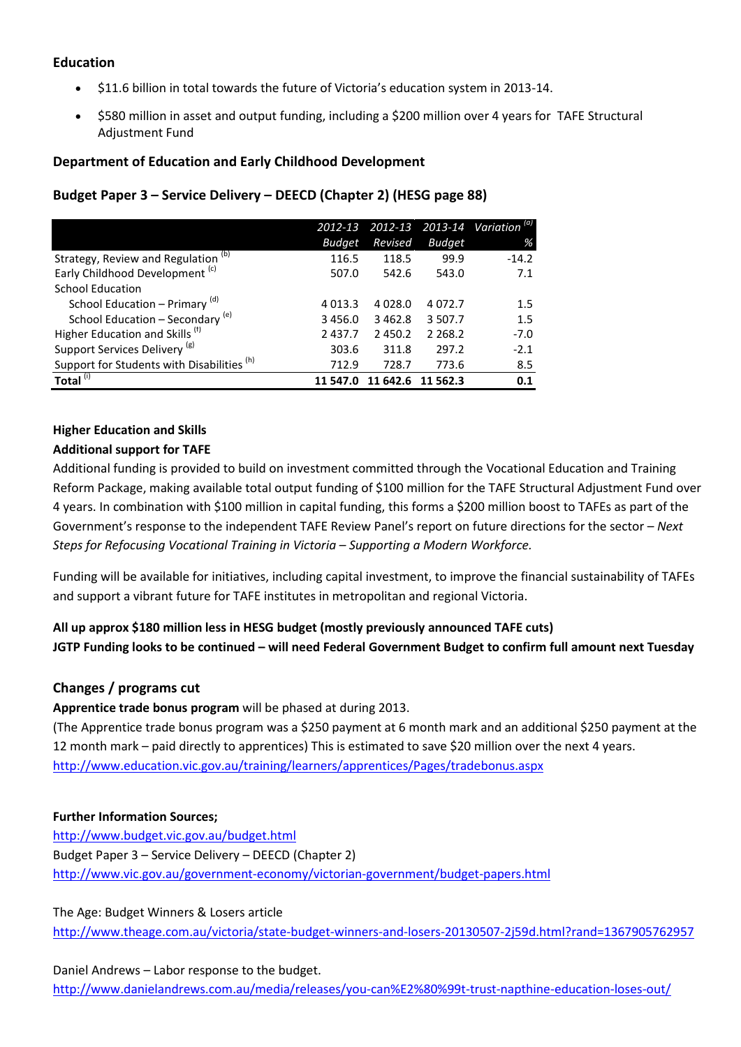## Education

- $11.6 billion in total towards the future of Victoria's education system in 2013-14.
- $580 million in asset and output funding, including a $200 million over 4 years for TAFE Structural Adjustment Fund

### Department of Education and Early Childhood Development

### Budget Paper 3 – Service Delivery – DEECD (Chapter 2) (HESG page 88)

| | *2012-13 Budget* | *2012-13 Revised* | *2013-14 Budget* | *Variation [(a)] %* |
|---|---|---|---|---|
| Strategy, Review and Regulation [(b)] | 116.5 | 118.5 | 99.9 | -14.2 |
| Early Childhood Development [(c)] | 507.0 | 542.6 | 543.0 | 7.1 |
| School Education | | | | |
| School Education – Primary [(d)] | 4 013.3 | 4 028.0 | 4 072.7 | 1.5 |
| School Education – Secondary [(e)] | 3 456.0 | 3 462.8 | 3 507.7 | 1.5 |
| Higher Education and Skills [(f)] | 2 437.7 | 2 450.2 | 2 268.2 | -7.0 |
| Support Services Delivery [(g)] | 303.6 | 311.8 | 297.2 | -2.1 |
| Support for Students with Disabilities [(h)] | 712.9 | 728.7 | 773.6 | 8.5 |
| **Total [(i)]** | **11 547.0** | **11 642.6** | **11 562.3** | **0.1** |

**Higher Education and Skills**
**Additional support for TAFE**
Additional funding is provided to build on investment committed through the Vocational Education and Training Reform Package, making available total output funding of $100 million for the TAFE Structural Adjustment Fund over 4 years. In combination with $100 million in capital funding, this forms a $200 million boost to TAFEs as part of the Government's response to the independent TAFE Review Panel's report on future directions for the sector – *Next Steps for Refocusing Vocational Training in Victoria – Supporting a Modern Workforce.*

Funding will be available for initiatives, including capital investment, to improve the financial sustainability of TAFEs and support a vibrant future for TAFE institutes in metropolitan and regional Victoria.

**All up approx $180 million less in HESG budget (mostly previously announced TAFE cuts)**
**JGTP Funding looks to be continued – will need Federal Government Budget to confirm full amount next Tuesday**

### Changes / programs cut

**Apprentice trade bonus program** will be phased at during 2013.
(The Apprentice trade bonus program was a $250 payment at 6 month mark and an additional $250 payment at the 12 month mark – paid directly to apprentices) This is estimated to save $20 million over the next 4 years.
http://www.education.vic.gov.au/training/learners/apprentices/Pages/tradebonus.aspx

**Further Information Sources;**
http://www.budget.vic.gov.au/budget.html
Budget Paper 3 – Service Delivery – DEECD (Chapter 2)
http://www.vic.gov.au/government-economy/victorian-government/budget-papers.html

The Age: Budget Winners & Losers article
http://www.theage.com.au/victoria/state-budget-winners-and-losers-20130507-2j59d.html?rand=1367905762957

Daniel Andrews – Labor response to the budget.
http://www.danielandrews.com.au/media/releases/you-can%E2%80%99t-trust-napthine-education-loses-out/